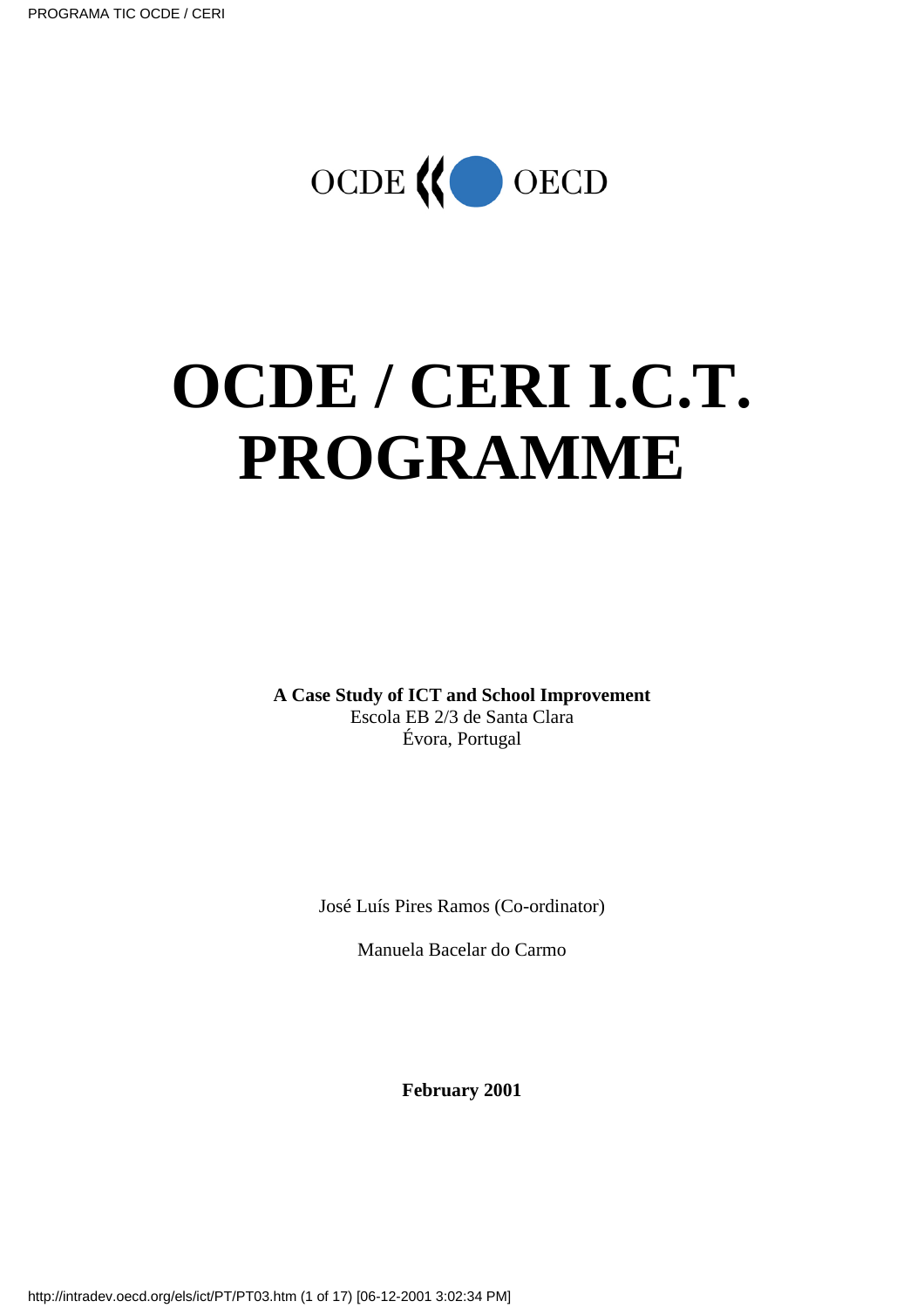OCDE OECD

# OCDE / CERI I.C.T. PROGRAMME

**A Case Study of ICT and School Improvement**
Escola EB 2/3 de Santa Clara
Évora, Portugal

José Luís Pires Ramos (Co-ordinator)

Manuela Bacelar do Carmo

**February 2001**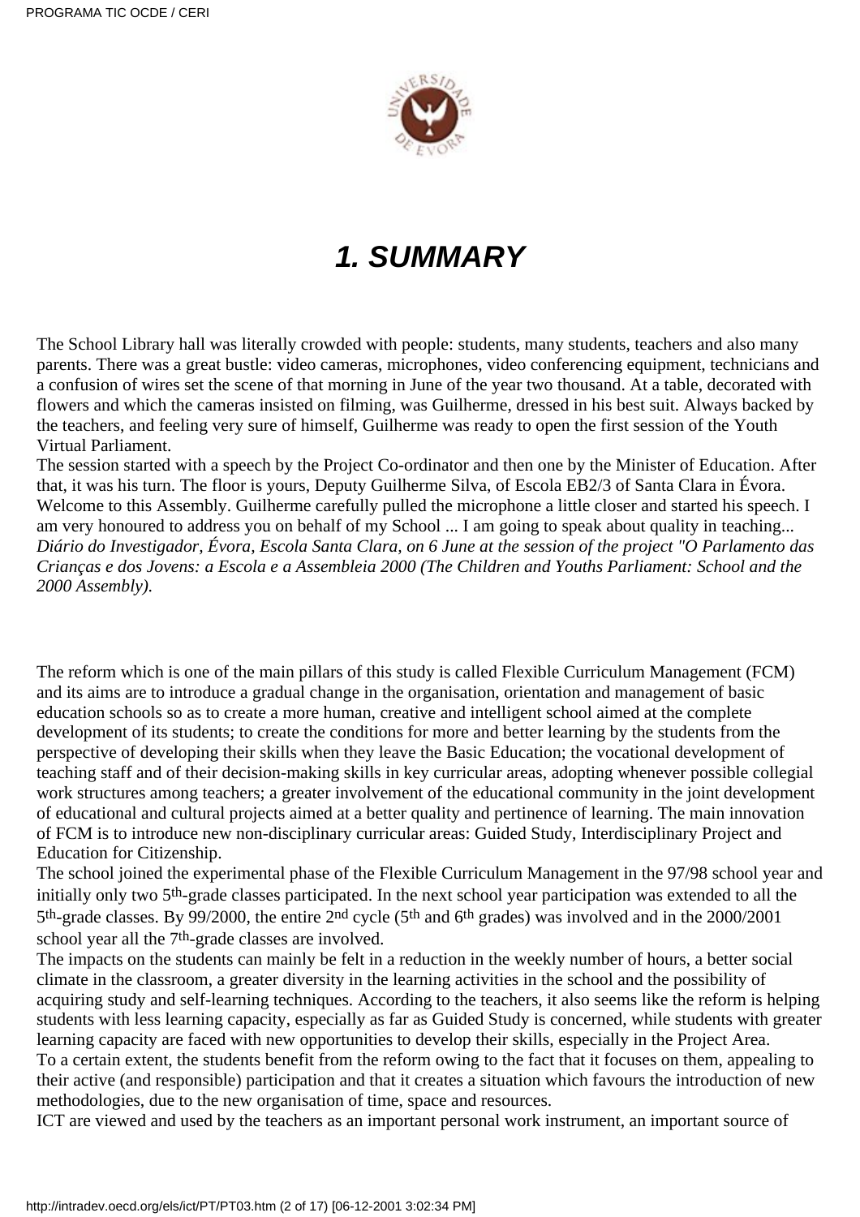# 1. SUMMARY

The School Library hall was literally crowded with people: students, many students, teachers and also many parents. There was a great bustle: video cameras, microphones, video conferencing equipment, technicians and a confusion of wires set the scene of that morning in June of the year two thousand. At a table, decorated with flowers and which the cameras insisted on filming, was Guilherme, dressed in his best suit. Always backed by the teachers, and feeling very sure of himself, Guilherme was ready to open the first session of the Youth Virtual Parliament.
The session started with a speech by the Project Co-ordinator and then one by the Minister of Education. After that, it was his turn. The floor is yours, Deputy Guilherme Silva, of Escola EB2/3 of Santa Clara in Évora. Welcome to this Assembly. Guilherme carefully pulled the microphone a little closer and started his speech. I am very honoured to address you on behalf of my School ... I am going to speak about quality in teaching...
*Diário do Investigador, Évora, Escola Santa Clara, on 6 June at the session of the project "O Parlamento das Crianças e dos Jovens: a Escola e a Assembleia 2000 (The Children and Youths Parliament: School and the 2000 Assembly).*

The reform which is one of the main pillars of this study is called Flexible Curriculum Management (FCM) and its aims are to introduce a gradual change in the organisation, orientation and management of basic education schools so as to create a more human, creative and intelligent school aimed at the complete development of its students; to create the conditions for more and better learning by the students from the perspective of developing their skills when they leave the Basic Education; the vocational development of teaching staff and of their decision-making skills in key curricular areas, adopting whenever possible collegial work structures among teachers; a greater involvement of the educational community in the joint development of educational and cultural projects aimed at a better quality and pertinence of learning. The main innovation of FCM is to introduce new non-disciplinary curricular areas: Guided Study, Interdisciplinary Project and Education for Citizenship.
The school joined the experimental phase of the Flexible Curriculum Management in the 97/98 school year and initially only two 5th-grade classes participated. In the next school year participation was extended to all the 5th-grade classes. By 99/2000, the entire 2nd cycle (5th and 6th grades) was involved and in the 2000/2001 school year all the 7th-grade classes are involved.
The impacts on the students can mainly be felt in a reduction in the weekly number of hours, a better social climate in the classroom, a greater diversity in the learning activities in the school and the possibility of acquiring study and self-learning techniques. According to the teachers, it also seems like the reform is helping students with less learning capacity, especially as far as Guided Study is concerned, while students with greater learning capacity are faced with new opportunities to develop their skills, especially in the Project Area.
To a certain extent, the students benefit from the reform owing to the fact that it focuses on them, appealing to their active (and responsible) participation and that it creates a situation which favours the introduction of new methodologies, due to the new organisation of time, space and resources.
ICT are viewed and used by the teachers as an important personal work instrument, an important source of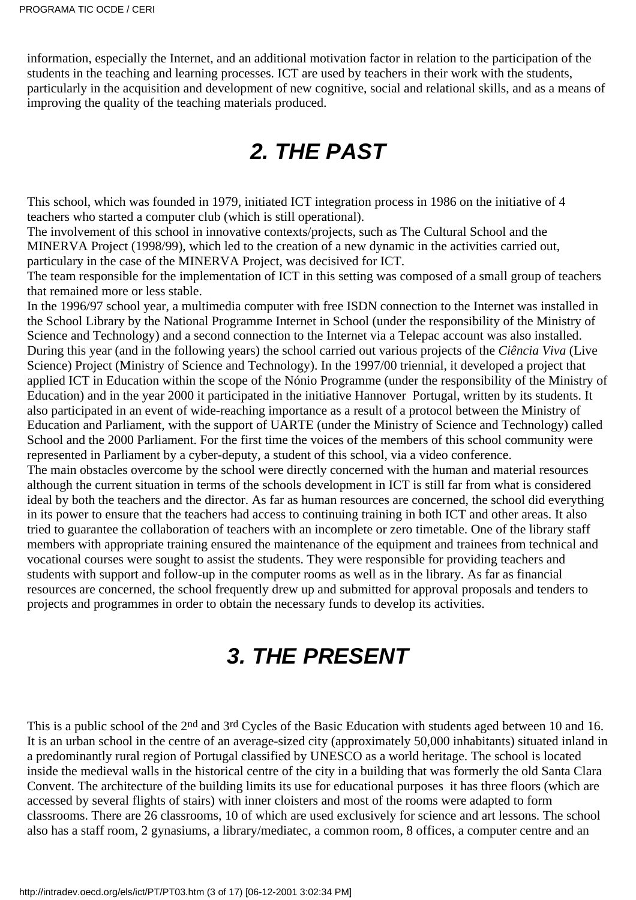information, especially the Internet, and an additional motivation factor in relation to the participation of the students in the teaching and learning processes. ICT are used by teachers in their work with the students, particularly in the acquisition and development of new cognitive, social and relational skills, and as a means of improving the quality of the teaching materials produced.

## 2. THE PAST

This school, which was founded in 1979, initiated ICT integration process in 1986 on the initiative of 4 teachers who started a computer club (which is still operational).
The involvement of this school in innovative contexts/projects, such as The Cultural School and the MINERVA Project (1998/99), which led to the creation of a new dynamic in the activities carried out, particulary in the case of the MINERVA Project, was decisived for ICT.
The team responsible for the implementation of ICT in this setting was composed of a small group of teachers that remained more or less stable.
In the 1996/97 school year, a multimedia computer with free ISDN connection to the Internet was installed in the School Library by the National Programme Internet in School (under the responsibility of the Ministry of Science and Technology) and a second connection to the Internet via a Telepac account was also installed. During this year (and in the following years) the school carried out various projects of the *Ciência Viva* (Live Science) Project (Ministry of Science and Technology). In the 1997/00 triennial, it developed a project that applied ICT in Education within the scope of the Nónio Programme (under the responsibility of the Ministry of Education) and in the year 2000 it participated in the initiative Hannover Portugal, written by its students. It also participated in an event of wide-reaching importance as a result of a protocol between the Ministry of Education and Parliament, with the support of UARTE (under the Ministry of Science and Technology) called School and the 2000 Parliament. For the first time the voices of the members of this school community were represented in Parliament by a cyber-deputy, a student of this school, via a video conference.
The main obstacles overcome by the school were directly concerned with the human and material resources although the current situation in terms of the schools development in ICT is still far from what is considered ideal by both the teachers and the director. As far as human resources are concerned, the school did everything in its power to ensure that the teachers had access to continuing training in both ICT and other areas. It also tried to guarantee the collaboration of teachers with an incomplete or zero timetable. One of the library staff members with appropriate training ensured the maintenance of the equipment and trainees from technical and vocational courses were sought to assist the students. They were responsible for providing teachers and students with support and follow-up in the computer rooms as well as in the library. As far as financial resources are concerned, the school frequently drew up and submitted for approval proposals and tenders to projects and programmes in order to obtain the necessary funds to develop its activities.

## 3. THE PRESENT

This is a public school of the 2nd and 3rd Cycles of the Basic Education with students aged between 10 and 16. It is an urban school in the centre of an average-sized city (approximately 50,000 inhabitants) situated inland in a predominantly rural region of Portugal classified by UNESCO as a world heritage. The school is located inside the medieval walls in the historical centre of the city in a building that was formerly the old Santa Clara Convent. The architecture of the building limits its use for educational purposes it has three floors (which are accessed by several flights of stairs) with inner cloisters and most of the rooms were adapted to form classrooms. There are 26 classrooms, 10 of which are used exclusively for science and art lessons. The school also has a staff room, 2 gynasiums, a library/mediatec, a common room, 8 offices, a computer centre and an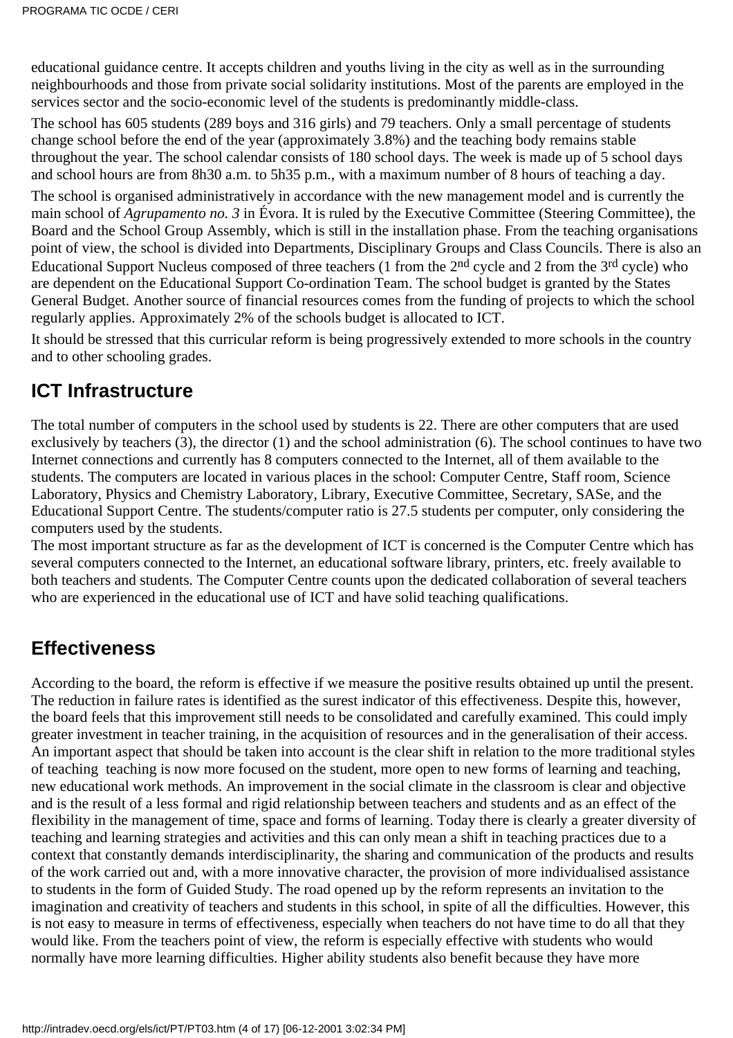educational guidance centre. It accepts children and youths living in the city as well as in the surrounding neighbourhoods and those from private social solidarity institutions. Most of the parents are employed in the services sector and the socio-economic level of the students is predominantly middle-class.

The school has 605 students (289 boys and 316 girls) and 79 teachers. Only a small percentage of students change school before the end of the year (approximately 3.8%) and the teaching body remains stable throughout the year. The school calendar consists of 180 school days. The week is made up of 5 school days and school hours are from 8h30 a.m. to 5h35 p.m., with a maximum number of 8 hours of teaching a day.

The school is organised administratively in accordance with the new management model and is currently the main school of *Agrupamento no. 3* in Évora. It is ruled by the Executive Committee (Steering Committee), the Board and the School Group Assembly, which is still in the installation phase. From the teaching organisations point of view, the school is divided into Departments, Disciplinary Groups and Class Councils. There is also an Educational Support Nucleus composed of three teachers (1 from the 2nd cycle and 2 from the 3rd cycle) who are dependent on the Educational Support Co-ordination Team. The school budget is granted by the States General Budget. Another source of financial resources comes from the funding of projects to which the school regularly applies. Approximately 2% of the schools budget is allocated to ICT.

It should be stressed that this curricular reform is being progressively extended to more schools in the country and to other schooling grades.

## ICT Infrastructure

The total number of computers in the school used by students is 22. There are other computers that are used exclusively by teachers (3), the director (1) and the school administration (6). The school continues to have two Internet connections and currently has 8 computers connected to the Internet, all of them available to the students. The computers are located in various places in the school: Computer Centre, Staff room, Science Laboratory, Physics and Chemistry Laboratory, Library, Executive Committee, Secretary, SASe, and the Educational Support Centre. The students/computer ratio is 27.5 students per computer, only considering the computers used by the students.

The most important structure as far as the development of ICT is concerned is the Computer Centre which has several computers connected to the Internet, an educational software library, printers, etc. freely available to both teachers and students. The Computer Centre counts upon the dedicated collaboration of several teachers who are experienced in the educational use of ICT and have solid teaching qualifications.

## Effectiveness

According to the board, the reform is effective if we measure the positive results obtained up until the present. The reduction in failure rates is identified as the surest indicator of this effectiveness. Despite this, however, the board feels that this improvement still needs to be consolidated and carefully examined. This could imply greater investment in teacher training, in the acquisition of resources and in the generalisation of their access. An important aspect that should be taken into account is the clear shift in relation to the more traditional styles of teaching teaching is now more focused on the student, more open to new forms of learning and teaching, new educational work methods. An improvement in the social climate in the classroom is clear and objective and is the result of a less formal and rigid relationship between teachers and students and as an effect of the flexibility in the management of time, space and forms of learning. Today there is clearly a greater diversity of teaching and learning strategies and activities and this can only mean a shift in teaching practices due to a context that constantly demands interdisciplinarity, the sharing and communication of the products and results of the work carried out and, with a more innovative character, the provision of more individualised assistance to students in the form of Guided Study. The road opened up by the reform represents an invitation to the imagination and creativity of teachers and students in this school, in spite of all the difficulties. However, this is not easy to measure in terms of effectiveness, especially when teachers do not have time to do all that they would like. From the teachers point of view, the reform is especially effective with students who would normally have more learning difficulties. Higher ability students also benefit because they have more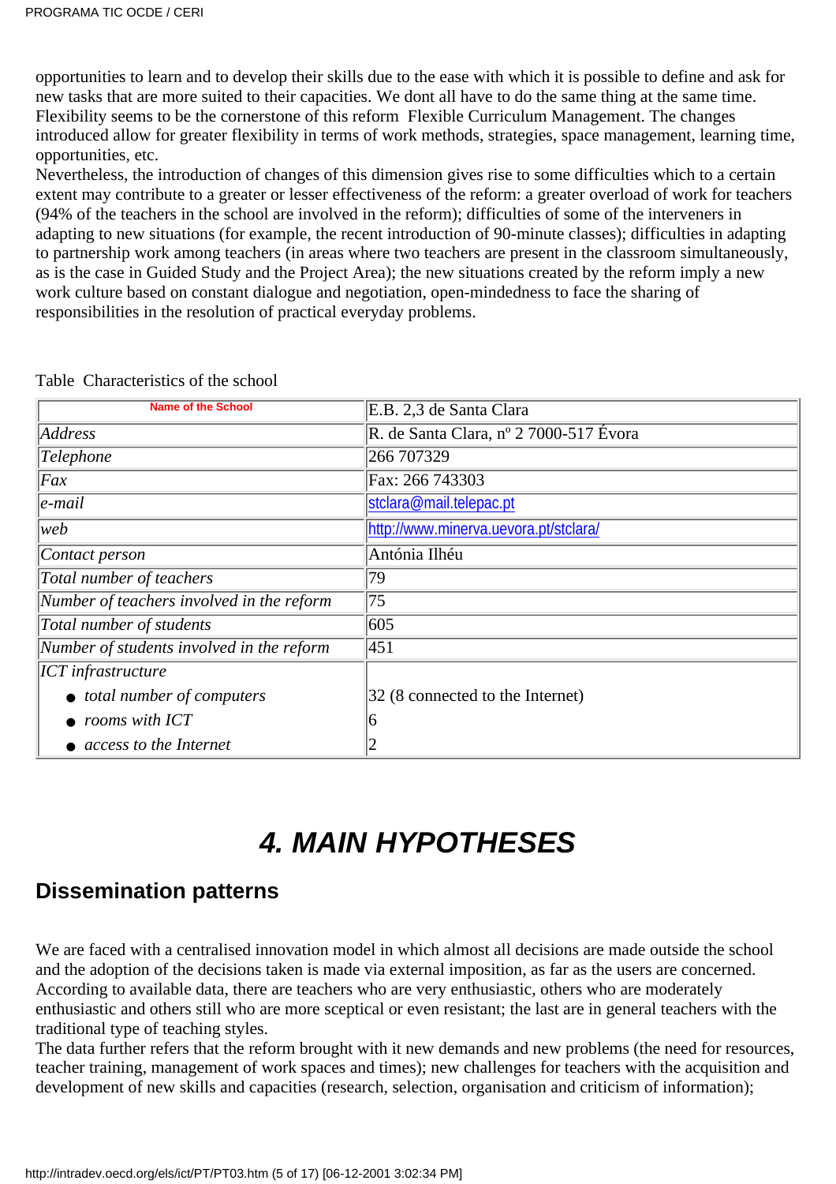opportunities to learn and to develop their skills due to the ease with which it is possible to define and ask for new tasks that are more suited to their capacities. We dont all have to do the same thing at the same time. Flexibility seems to be the cornerstone of this reform  Flexible Curriculum Management. The changes introduced allow for greater flexibility in terms of work methods, strategies, space management, learning time, opportunities, etc.
Nevertheless, the introduction of changes of this dimension gives rise to some difficulties which to a certain extent may contribute to a greater or lesser effectiveness of the reform: a greater overload of work for teachers (94% of the teachers in the school are involved in the reform); difficulties of some of the interveners in adapting to new situations (for example, the recent introduction of 90-minute classes); difficulties in adapting to partnership work among teachers (in areas where two teachers are present in the classroom simultaneously, as is the case in Guided Study and the Project Area); the new situations created by the reform imply a new work culture based on constant dialogue and negotiation, open-mindedness to face the sharing of responsibilities in the resolution of practical everyday problems.

Table  Characteristics of the school

| Name of the School | E.B. 2,3 de Santa Clara |
|---|---|
| *Address* | R. de Santa Clara, nº 2 7000-517 Évora |
| *Telephone* | 266 707329 |
| *Fax* | Fax: 266 743303 |
| *e-mail* | stclara@mail.telepac.pt |
| *web* | http://www.minerva.uevora.pt/stclara/ |
| *Contact person* | Antónia Ilhéu |
| *Total number of teachers* | 79 |
| *Number of teachers involved in the reform* | 75 |
| *Total number of students* | 605 |
| *Number of students involved in the reform* | 451 |
| *ICT infrastructure* | |
| • *total number of computers* | 32 (8 connected to the Internet) |
| • *rooms with ICT* | 6 |
| • *access to the Internet* | 2 |

# 4. MAIN HYPOTHESES

## Dissemination patterns

We are faced with a centralised innovation model in which almost all decisions are made outside the school and the adoption of the decisions taken is made via external imposition, as far as the users are concerned. According to available data, there are teachers who are very enthusiastic, others who are moderately enthusiastic and others still who are more sceptical or even resistant; the last are in general teachers with the traditional type of teaching styles.
The data further refers that the reform brought with it new demands and new problems (the need for resources, teacher training, management of work spaces and times); new challenges for teachers with the acquisition and development of new skills and capacities (research, selection, organisation and criticism of information);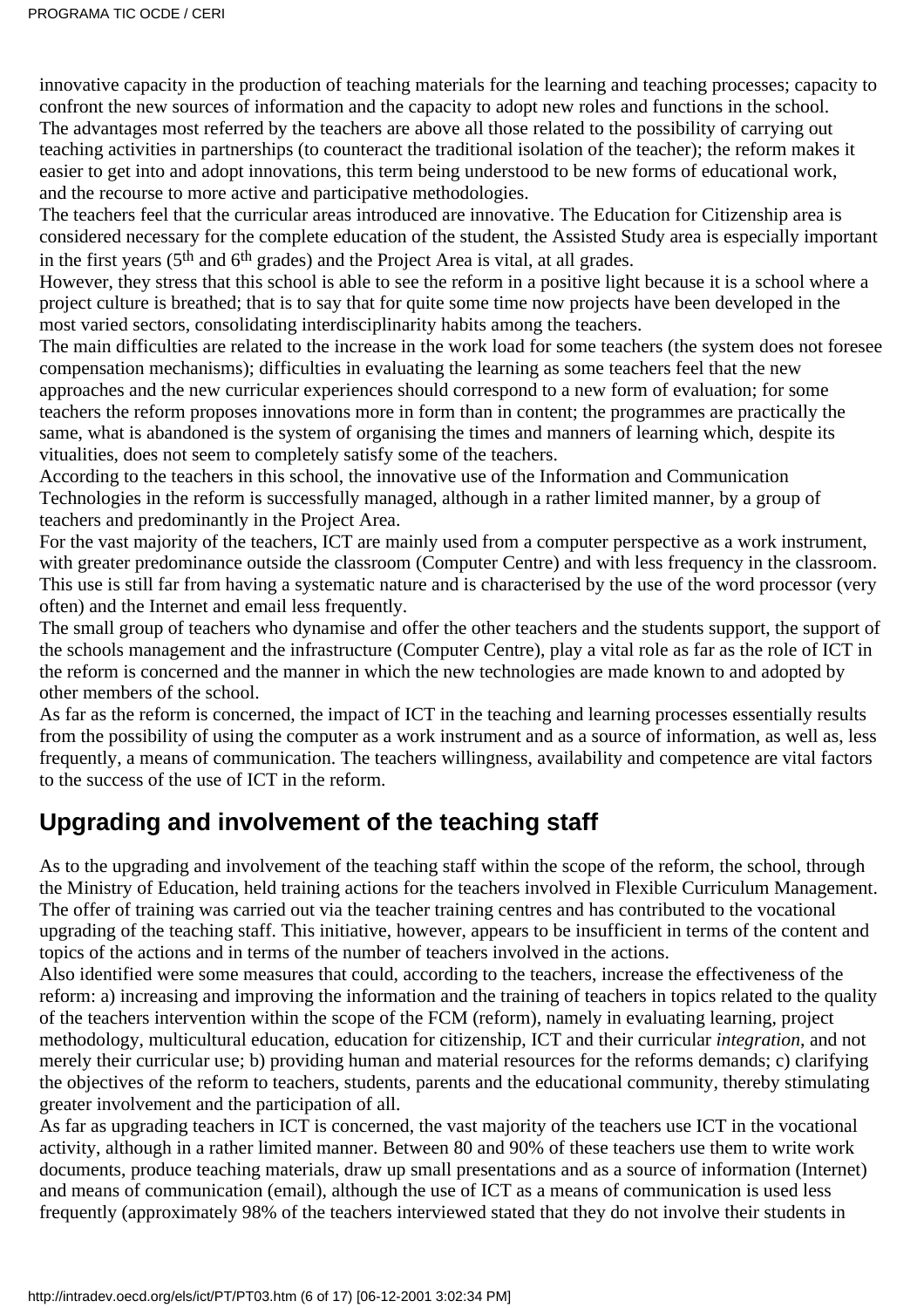innovative capacity in the production of teaching materials for the learning and teaching processes; capacity to confront the new sources of information and the capacity to adopt new roles and functions in the school.

The advantages most referred by the teachers are above all those related to the possibility of carrying out teaching activities in partnerships (to counteract the traditional isolation of the teacher); the reform makes it easier to get into and adopt innovations, this term being understood to be new forms of educational work, and the recourse to more active and participative methodologies.

The teachers feel that the curricular areas introduced are innovative. The Education for Citizenship area is considered necessary for the complete education of the student, the Assisted Study area is especially important in the first years (5th and 6th grades) and the Project Area is vital, at all grades.

However, they stress that this school is able to see the reform in a positive light because it is a school where a project culture is breathed; that is to say that for quite some time now projects have been developed in the most varied sectors, consolidating interdisciplinarity habits among the teachers.

The main difficulties are related to the increase in the work load for some teachers (the system does not foresee compensation mechanisms); difficulties in evaluating the learning as some teachers feel that the new approaches and the new curricular experiences should correspond to a new form of evaluation; for some teachers the reform proposes innovations more in form than in content; the programmes are practically the same, what is abandoned is the system of organising the times and manners of learning which, despite its vitualities, does not seem to completely satisfy some of the teachers.

According to the teachers in this school, the innovative use of the Information and Communication Technologies in the reform is successfully managed, although in a rather limited manner, by a group of teachers and predominantly in the Project Area.

For the vast majority of the teachers, ICT are mainly used from a computer perspective as a work instrument, with greater predominance outside the classroom (Computer Centre) and with less frequency in the classroom. This use is still far from having a systematic nature and is characterised by the use of the word processor (very often) and the Internet and email less frequently.

The small group of teachers who dynamise and offer the other teachers and the students support, the support of the schools management and the infrastructure (Computer Centre), play a vital role as far as the role of ICT in the reform is concerned and the manner in which the new technologies are made known to and adopted by other members of the school.

As far as the reform is concerned, the impact of ICT in the teaching and learning processes essentially results from the possibility of using the computer as a work instrument and as a source of information, as well as, less frequently, a means of communication. The teachers willingness, availability and competence are vital factors to the success of the use of ICT in the reform.

## Upgrading and involvement of the teaching staff

As to the upgrading and involvement of the teaching staff within the scope of the reform, the school, through the Ministry of Education, held training actions for the teachers involved in Flexible Curriculum Management. The offer of training was carried out via the teacher training centres and has contributed to the vocational upgrading of the teaching staff. This initiative, however, appears to be insufficient in terms of the content and topics of the actions and in terms of the number of teachers involved in the actions.

Also identified were some measures that could, according to the teachers, increase the effectiveness of the reform: a) increasing and improving the information and the training of teachers in topics related to the quality of the teachers intervention within the scope of the FCM (reform), namely in evaluating learning, project methodology, multicultural education, education for citizenship, ICT and their curricular *integration*, and not merely their curricular use; b) providing human and material resources for the reforms demands; c) clarifying the objectives of the reform to teachers, students, parents and the educational community, thereby stimulating greater involvement and the participation of all.

As far as upgrading teachers in ICT is concerned, the vast majority of the teachers use ICT in the vocational activity, although in a rather limited manner. Between 80 and 90% of these teachers use them to write work documents, produce teaching materials, draw up small presentations and as a source of information (Internet) and means of communication (email), although the use of ICT as a means of communication is used less frequently (approximately 98% of the teachers interviewed stated that they do not involve their students in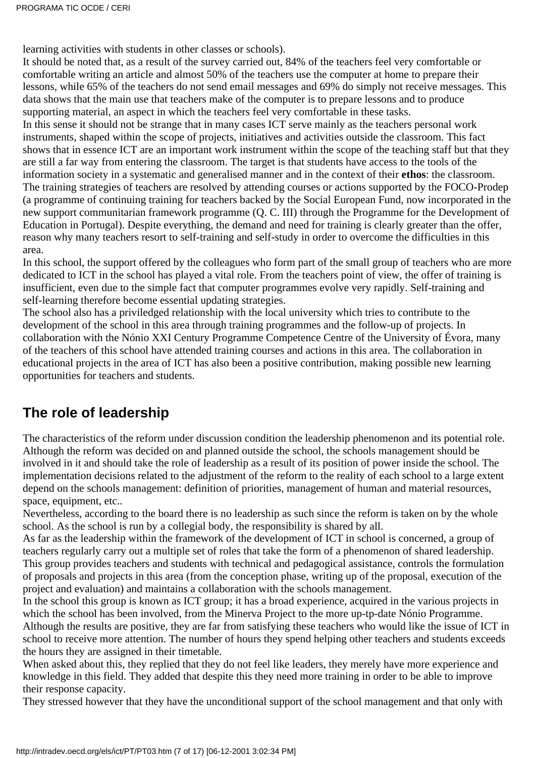learning activities with students in other classes or schools).

It should be noted that, as a result of the survey carried out, 84% of the teachers feel very comfortable or comfortable writing an article and almost 50% of the teachers use the computer at home to prepare their lessons, while 65% of the teachers do not send email messages and 69% do simply not receive messages. This data shows that the main use that teachers make of the computer is to prepare lessons and to produce supporting material, an aspect in which the teachers feel very comfortable in these tasks.

In this sense it should not be strange that in many cases ICT serve mainly as the teachers personal work instruments, shaped within the scope of projects, initiatives and activities outside the classroom. This fact shows that in essence ICT are an important work instrument within the scope of the teaching staff but that they are still a far way from entering the classroom. The target is that students have access to the tools of the information society in a systematic and generalised manner and in the context of their **ethos**: the classroom.

The training strategies of teachers are resolved by attending courses or actions supported by the FOCO-Prodep (a programme of continuing training for teachers backed by the Social European Fund, now incorporated in the new support communitarian framework programme (Q. C. III) through the Programme for the Development of Education in Portugal). Despite everything, the demand and need for training is clearly greater than the offer, reason why many teachers resort to self-training and self-study in order to overcome the difficulties in this area.

In this school, the support offered by the colleagues who form part of the small group of teachers who are more dedicated to ICT in the school has played a vital role. From the teachers point of view, the offer of training is insufficient, even due to the simple fact that computer programmes evolve very rapidly. Self-training and self-learning therefore become essential updating strategies.

The school also has a priviledged relationship with the local university which tries to contribute to the development of the school in this area through training programmes and the follow-up of projects. In collaboration with the Nónio XXI Century Programme Competence Centre of the University of Évora, many of the teachers of this school have attended training courses and actions in this area. The collaboration in educational projects in the area of ICT has also been a positive contribution, making possible new learning opportunities for teachers and students.

## The role of leadership

The characteristics of the reform under discussion condition the leadership phenomenon and its potential role. Although the reform was decided on and planned outside the school, the schools management should be involved in it and should take the role of leadership as a result of its position of power inside the school. The implementation decisions related to the adjustment of the reform to the reality of each school to a large extent depend on the schools management: definition of priorities, management of human and material resources, space, equipment, etc..

Nevertheless, according to the board there is no leadership as such since the reform is taken on by the whole school. As the school is run by a collegial body, the responsibility is shared by all.

As far as the leadership within the framework of the development of ICT in school is concerned, a group of teachers regularly carry out a multiple set of roles that take the form of a phenomenon of shared leadership. This group provides teachers and students with technical and pedagogical assistance, controls the formulation of proposals and projects in this area (from the conception phase, writing up of the proposal, execution of the project and evaluation) and maintains a collaboration with the schools management.

In the school this group is known as ICT group; it has a broad experience, acquired in the various projects in which the school has been involved, from the Minerva Project to the more up-tp-date Nónio Programme. Although the results are positive, they are far from satisfying these teachers who would like the issue of ICT in school to receive more attention. The number of hours they spend helping other teachers and students exceeds the hours they are assigned in their timetable.

When asked about this, they replied that they do not feel like leaders, they merely have more experience and knowledge in this field. They added that despite this they need more training in order to be able to improve their response capacity.

They stressed however that they have the unconditional support of the school management and that only with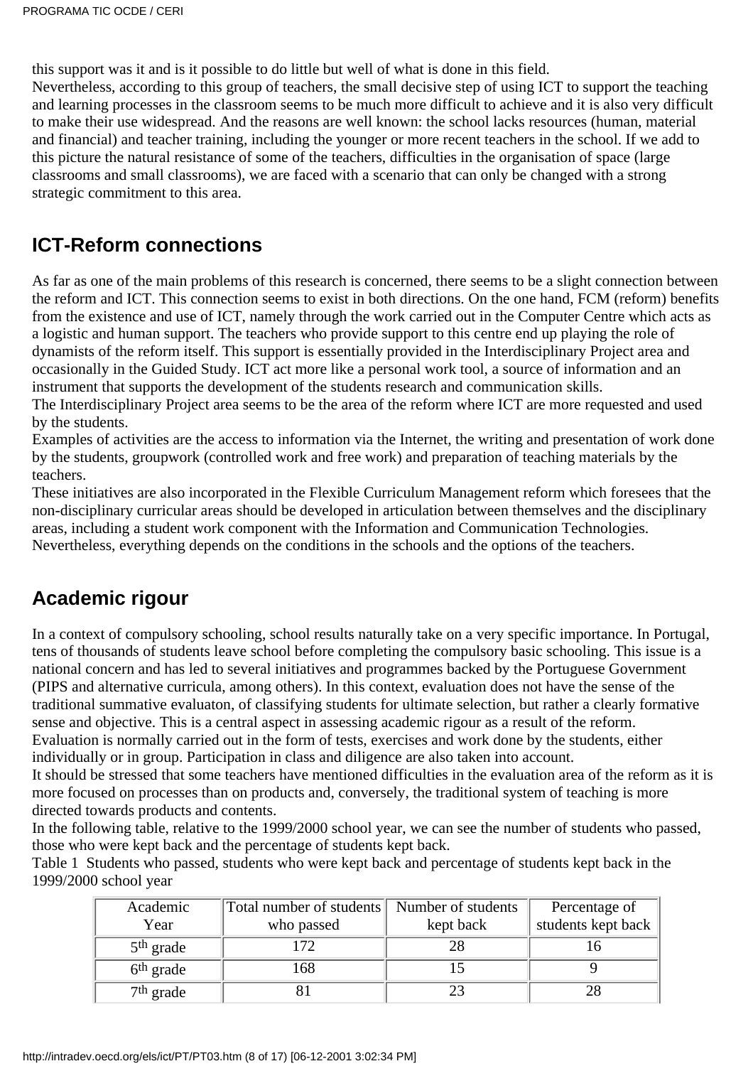this support was it and is it possible to do little but well of what is done in this field.
Nevertheless, according to this group of teachers, the small decisive step of using ICT to support the teaching and learning processes in the classroom seems to be much more difficult to achieve and it is also very difficult to make their use widespread. And the reasons are well known: the school lacks resources (human, material and financial) and teacher training, including the younger or more recent teachers in the school. If we add to this picture the natural resistance of some of the teachers, difficulties in the organisation of space (large classrooms and small classrooms), we are faced with a scenario that can only be changed with a strong strategic commitment to this area.

## ICT-Reform connections

As far as one of the main problems of this research is concerned, there seems to be a slight connection between the reform and ICT. This connection seems to exist in both directions. On the one hand, FCM (reform) benefits from the existence and use of ICT, namely through the work carried out in the Computer Centre which acts as a logistic and human support. The teachers who provide support to this centre end up playing the role of dynamists of the reform itself. This support is essentially provided in the Interdisciplinary Project area and occasionally in the Guided Study. ICT act more like a personal work tool, a source of information and an instrument that supports the development of the students research and communication skills.
The Interdisciplinary Project area seems to be the area of the reform where ICT are more requested and used by the students.
Examples of activities are the access to information via the Internet, the writing and presentation of work done by the students, groupwork (controlled work and free work) and preparation of teaching materials by the teachers.
These initiatives are also incorporated in the Flexible Curriculum Management reform which foresees that the non-disciplinary curricular areas should be developed in articulation between themselves and the disciplinary areas, including a student work component with the Information and Communication Technologies.
Nevertheless, everything depends on the conditions in the schools and the options of the teachers.

## Academic rigour

In a context of compulsory schooling, school results naturally take on a very specific importance. In Portugal, tens of thousands of students leave school before completing the compulsory basic schooling. This issue is a national concern and has led to several initiatives and programmes backed by the Portuguese Government (PIPS and alternative curricula, among others). In this context, evaluation does not have the sense of the traditional summative evaluaton, of classifying students for ultimate selection, but rather a clearly formative sense and objective. This is a central aspect in assessing academic rigour as a result of the reform.
Evaluation is normally carried out in the form of tests, exercises and work done by the students, either individually or in group. Participation in class and diligence are also taken into account.
It should be stressed that some teachers have mentioned difficulties in the evaluation area of the reform as it is more focused on processes than on products and, conversely, the traditional system of teaching is more directed towards products and contents.
In the following table, relative to the 1999/2000 school year, we can see the number of students who passed, those who were kept back and the percentage of students kept back.
Table 1 Students who passed, students who were kept back and percentage of students kept back in the 1999/2000 school year

| Academic Year | Total number of students who passed | Number of students kept back | Percentage of students kept back |
|---|---|---|---|
| 5th grade | 172 | 28 | 16 |
| 6th grade | 168 | 15 | 9 |
| 7th grade | 81 | 23 | 28 |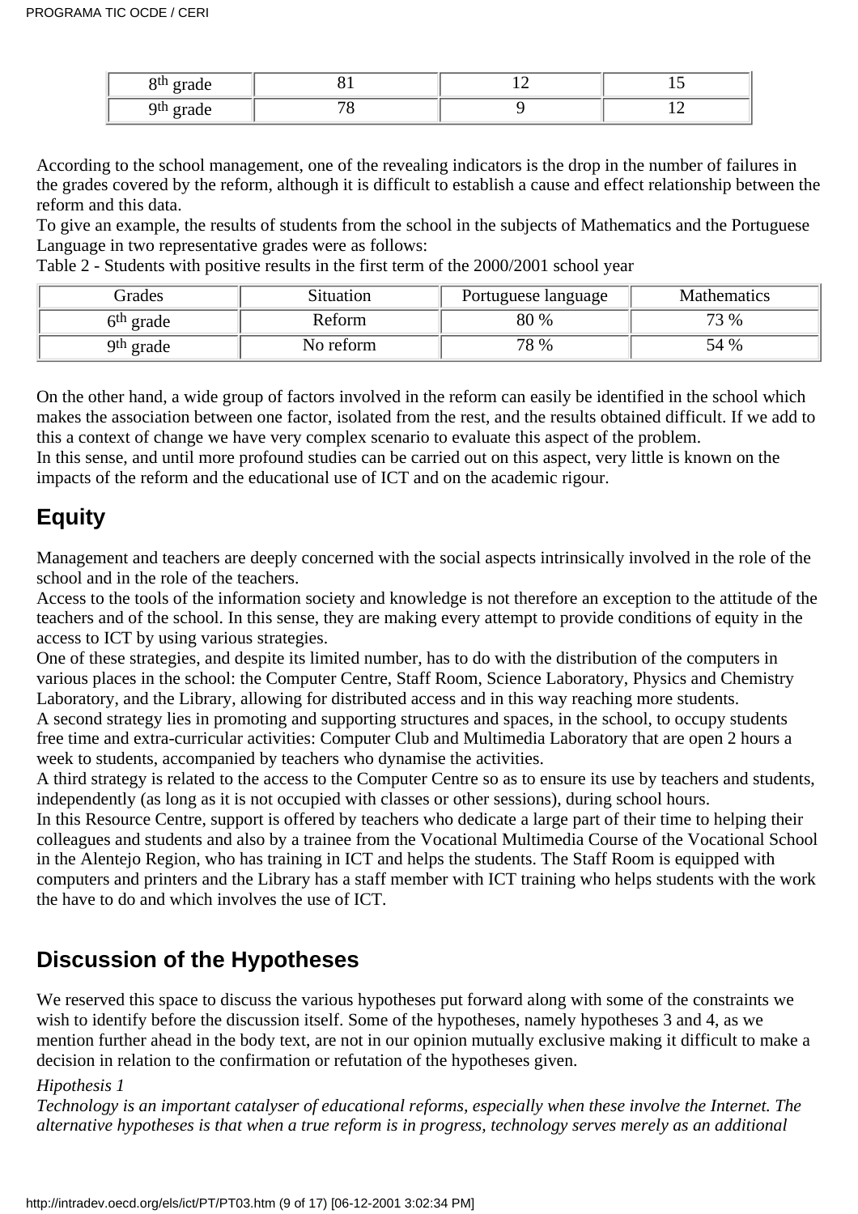| 8th grade | 81 | 12 | 15 |
|---|---|---|---|
| 9th grade | 78 | 9 | 12 |

According to the school management, one of the revealing indicators is the drop in the number of failures in the grades covered by the reform, although it is difficult to establish a cause and effect relationship between the reform and this data.
To give an example, the results of students from the school in the subjects of Mathematics and the Portuguese Language in two representative grades were as follows:
Table 2 - Students with positive results in the first term of the 2000/2001 school year

| Grades | Situation | Portuguese language | Mathematics |
|---|---|---|---|
| 6th grade | Reform | 80 % | 73 % |
| 9th grade | No reform | 78 % | 54 % |

On the other hand, a wide group of factors involved in the reform can easily be identified in the school which makes the association between one factor, isolated from the rest, and the results obtained difficult. If we add to this a context of change we have very complex scenario to evaluate this aspect of the problem.
In this sense, and until more profound studies can be carried out on this aspect, very little is known on the impacts of the reform and the educational use of ICT and on the academic rigour.

## Equity

Management and teachers are deeply concerned with the social aspects intrinsically involved in the role of the school and in the role of the teachers.
Access to the tools of the information society and knowledge is not therefore an exception to the attitude of the teachers and of the school. In this sense, they are making every attempt to provide conditions of equity in the access to ICT by using various strategies.
One of these strategies, and despite its limited number, has to do with the distribution of the computers in various places in the school: the Computer Centre, Staff Room, Science Laboratory, Physics and Chemistry Laboratory, and the Library, allowing for distributed access and in this way reaching more students.
A second strategy lies in promoting and supporting structures and spaces, in the school, to occupy students free time and extra-curricular activities: Computer Club and Multimedia Laboratory that are open 2 hours a week to students, accompanied by teachers who dynamise the activities.
A third strategy is related to the access to the Computer Centre so as to ensure its use by teachers and students, independently (as long as it is not occupied with classes or other sessions), during school hours.
In this Resource Centre, support is offered by teachers who dedicate a large part of their time to helping their colleagues and students and also by a trainee from the Vocational Multimedia Course of the Vocational School in the Alentejo Region, who has training in ICT and helps the students. The Staff Room is equipped with computers and printers and the Library has a staff member with ICT training who helps students with the work the have to do and which involves the use of ICT.

## Discussion of the Hypotheses

We reserved this space to discuss the various hypotheses put forward along with some of the constraints we wish to identify before the discussion itself. Some of the hypotheses, namely hypotheses 3 and 4, as we mention further ahead in the body text, are not in our opinion mutually exclusive making it difficult to make a decision in relation to the confirmation or refutation of the hypotheses given.

*Hipothesis 1*

*Technology is an important catalyser of educational reforms, especially when these involve the Internet. The alternative hypotheses is that when a true reform is in progress, technology serves merely as an additional*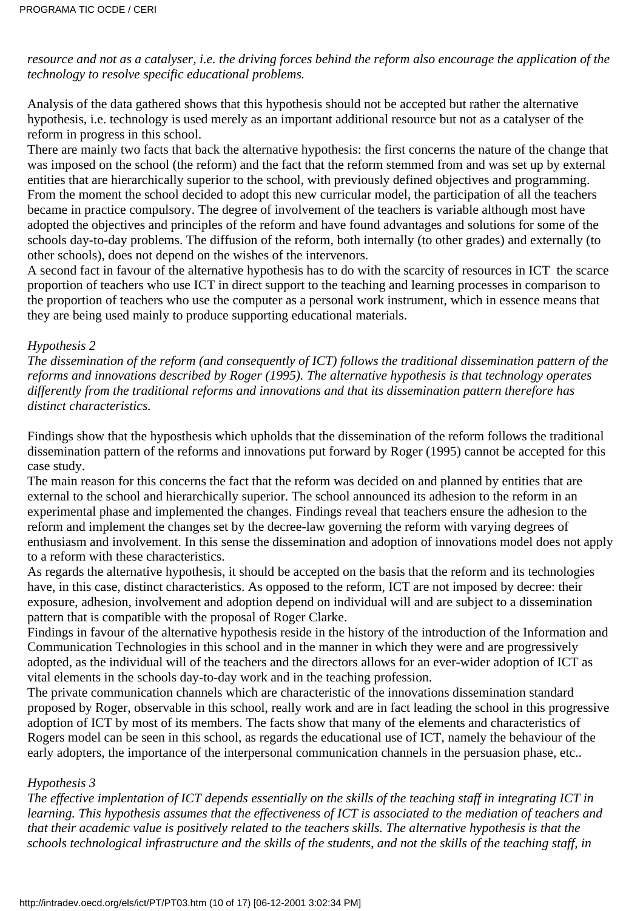*resource and not as a catalyser, i.e. the driving forces behind the reform also encourage the application of the technology to resolve specific educational problems.*

Analysis of the data gathered shows that this hypothesis should not be accepted but rather the alternative hypothesis, i.e. technology is used merely as an important additional resource but not as a catalyser of the reform in progress in this school.

There are mainly two facts that back the alternative hypothesis: the first concerns the nature of the change that was imposed on the school (the reform) and the fact that the reform stemmed from and was set up by external entities that are hierarchically superior to the school, with previously defined objectives and programming. From the moment the school decided to adopt this new curricular model, the participation of all the teachers became in practice compulsory. The degree of involvement of the teachers is variable although most have adopted the objectives and principles of the reform and have found advantages and solutions for some of the schools day-to-day problems. The diffusion of the reform, both internally (to other grades) and externally (to other schools), does not depend on the wishes of the intervenors.

A second fact in favour of the alternative hypothesis has to do with the scarcity of resources in ICT the scarce proportion of teachers who use ICT in direct support to the teaching and learning processes in comparison to the proportion of teachers who use the computer as a personal work instrument, which in essence means that they are being used mainly to produce supporting educational materials.

*Hypothesis 2*

*The dissemination of the reform (and consequently of ICT) follows the traditional dissemination pattern of the reforms and innovations described by Roger (1995). The alternative hypothesis is that technology operates differently from the traditional reforms and innovations and that its dissemination pattern therefore has distinct characteristics.*

Findings show that the hyposthesis which upholds that the dissemination of the reform follows the traditional dissemination pattern of the reforms and innovations put forward by Roger (1995) cannot be accepted for this case study.

The main reason for this concerns the fact that the reform was decided on and planned by entities that are external to the school and hierarchically superior. The school announced its adhesion to the reform in an experimental phase and implemented the changes. Findings reveal that teachers ensure the adhesion to the reform and implement the changes set by the decree-law governing the reform with varying degrees of enthusiasm and involvement. In this sense the dissemination and adoption of innovations model does not apply to a reform with these characteristics.

As regards the alternative hypothesis, it should be accepted on the basis that the reform and its technologies have, in this case, distinct characteristics. As opposed to the reform, ICT are not imposed by decree: their exposure, adhesion, involvement and adoption depend on individual will and are subject to a dissemination pattern that is compatible with the proposal of Roger Clarke.

Findings in favour of the alternative hypothesis reside in the history of the introduction of the Information and Communication Technologies in this school and in the manner in which they were and are progressively adopted, as the individual will of the teachers and the directors allows for an ever-wider adoption of ICT as vital elements in the schools day-to-day work and in the teaching profession.

The private communication channels which are characteristic of the innovations dissemination standard proposed by Roger, observable in this school, really work and are in fact leading the school in this progressive adoption of ICT by most of its members. The facts show that many of the elements and characteristics of Rogers model can be seen in this school, as regards the educational use of ICT, namely the behaviour of the early adopters, the importance of the interpersonal communication channels in the persuasion phase, etc..

*Hypothesis 3*

*The effective implentation of ICT depends essentially on the skills of the teaching staff in integrating ICT in learning. This hypothesis assumes that the effectiveness of ICT is associated to the mediation of teachers and that their academic value is positively related to the teachers skills. The alternative hypothesis is that the schools technological infrastructure and the skills of the students, and not the skills of the teaching staff, in*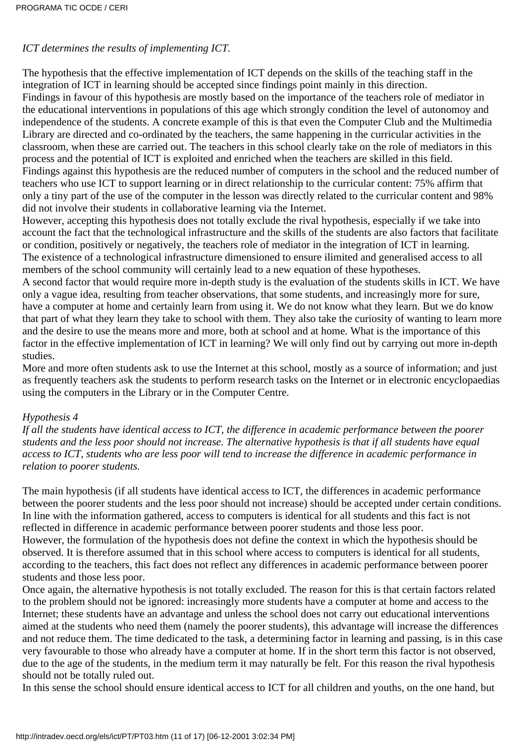*ICT determines the results of implementing ICT.*

The hypothesis that the effective implementation of ICT depends on the skills of the teaching staff in the integration of ICT in learning should be accepted since findings point mainly in this direction.
Findings in favour of this hypothesis are mostly based on the importance of the teachers role of mediator in the educational interventions in populations of this age which strongly condition the level of autonomoy and independence of the students. A concrete example of this is that even the Computer Club and the Multimedia Library are directed and co-ordinated by the teachers, the same happening in the curricular activities in the classroom, when these are carried out. The teachers in this school clearly take on the role of mediators in this process and the potential of ICT is exploited and enriched when the teachers are skilled in this field.
Findings against this hypothesis are the reduced number of computers in the school and the reduced number of teachers who use ICT to support learning or in direct relationship to the curricular content: 75% affirm that only a tiny part of the use of the computer in the lesson was directly related to the curricular content and 98% did not involve their students in collaborative learning via the Internet.
However, accepting this hypothesis does not totally exclude the rival hypothesis, especially if we take into account the fact that the technological infrastructure and the skills of the students are also factors that facilitate or condition, positively or negatively, the teachers role of mediator in the integration of ICT in learning.
The existence of a technological infrastructure dimensioned to ensure ilimited and generalised access to all members of the school community will certainly lead to a new equation of these hypotheses.
A second factor that would require more in-depth study is the evaluation of the students skills in ICT. We have only a vague idea, resulting from teacher observations, that some students, and increasingly more for sure, have a computer at home and certainly learn from using it. We do not know what they learn. But we do know that part of what they learn they take to school with them. They also take the curiosity of wanting to learn more and the desire to use the means more and more, both at school and at home. What is the importance of this factor in the effective implementation of ICT in learning? We will only find out by carrying out more in-depth studies.
More and more often students ask to use the Internet at this school, mostly as a source of information; and just as frequently teachers ask the students to perform research tasks on the Internet or in electronic encyclopaedias using the computers in the Library or in the Computer Centre.

*Hypothesis 4*
*If all the students have identical access to ICT, the difference in academic performance between the poorer students and the less poor should not increase. The alternative hypothesis is that if all students have equal access to ICT, students who are less poor will tend to increase the difference in academic performance in relation to poorer students.*

The main hypothesis (if all students have identical access to ICT, the differences in academic performance between the poorer students and the less poor should not increase) should be accepted under certain conditions. In line with the information gathered, access to computers is identical for all students and this fact is not reflected in difference in academic performance between poorer students and those less poor.
However, the formulation of the hypothesis does not define the context in which the hypothesis should be observed. It is therefore assumed that in this school where access to computers is identical for all students, according to the teachers, this fact does not reflect any differences in academic performance between poorer students and those less poor.
Once again, the alternative hypothesis is not totally excluded. The reason for this is that certain factors related to the problem should not be ignored: increasingly more students have a computer at home and access to the Internet; these students have an advantage and unless the school does not carry out educational interventions aimed at the students who need them (namely the poorer students), this advantage will increase the differences and not reduce them. The time dedicated to the task, a determining factor in learning and passing, is in this case very favourable to those who already have a computer at home. If in the short term this factor is not observed, due to the age of the students, in the medium term it may naturally be felt. For this reason the rival hypothesis should not be totally ruled out.
In this sense the school should ensure identical access to ICT for all children and youths, on the one hand, but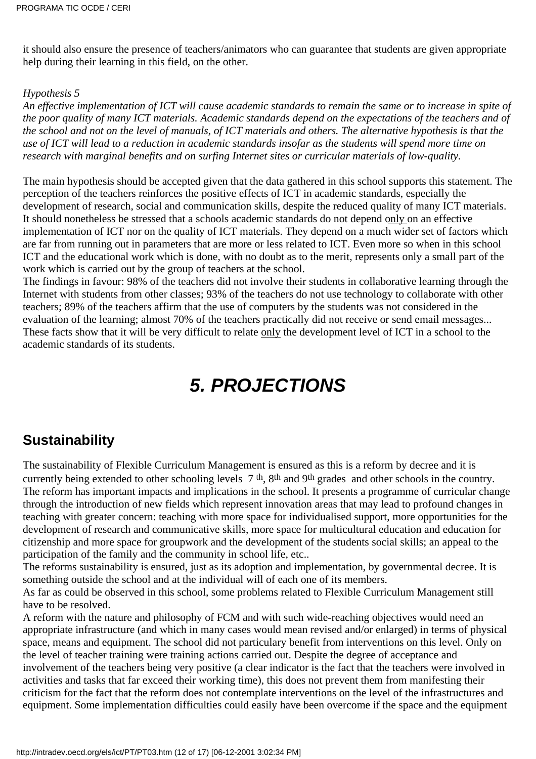it should also ensure the presence of teachers/animators who can guarantee that students are given appropriate help during their learning in this field, on the other.

*Hypothesis 5*
*An effective implementation of ICT will cause academic standards to remain the same or to increase in spite of the poor quality of many ICT materials. Academic standards depend on the expectations of the teachers and of the school and not on the level of manuals, of ICT materials and others. The alternative hypothesis is that the use of ICT will lead to a reduction in academic standards insofar as the students will spend more time on research with marginal benefits and on surfing Internet sites or curricular materials of low-quality.*

The main hypothesis should be accepted given that the data gathered in this school supports this statement. The perception of the teachers reinforces the positive effects of ICT in academic standards, especially the development of research, social and communication skills, despite the reduced quality of many ICT materials. It should nonetheless be stressed that a schools academic standards do not depend only on an effective implementation of ICT nor on the quality of ICT materials. They depend on a much wider set of factors which are far from running out in parameters that are more or less related to ICT. Even more so when in this school ICT and the educational work which is done, with no doubt as to the merit, represents only a small part of the work which is carried out by the group of teachers at the school.
The findings in favour: 98% of the teachers did not involve their students in collaborative learning through the Internet with students from other classes; 93% of the teachers do not use technology to collaborate with other teachers; 89% of the teachers affirm that the use of computers by the students was not considered in the evaluation of the learning; almost 70% of the teachers practically did not receive or send email messages... These facts show that it will be very difficult to relate only the development level of ICT in a school to the academic standards of its students.

# 5. PROJECTIONS

## Sustainability

The sustainability of Flexible Curriculum Management is ensured as this is a reform by decree and it is currently being extended to other schooling levels 7th, 8th and 9th grades and other schools in the country. The reform has important impacts and implications in the school. It presents a programme of curricular change through the introduction of new fields which represent innovation areas that may lead to profound changes in teaching with greater concern: teaching with more space for individualised support, more opportunities for the development of research and communicative skills, more space for multicultural education and education for citizenship and more space for groupwork and the development of the students social skills; an appeal to the participation of the family and the community in school life, etc..
The reforms sustainability is ensured, just as its adoption and implementation, by governmental decree. It is something outside the school and at the individual will of each one of its members.
As far as could be observed in this school, some problems related to Flexible Curriculum Management still have to be resolved.
A reform with the nature and philosophy of FCM and with such wide-reaching objectives would need an appropriate infrastructure (and which in many cases would mean revised and/or enlarged) in terms of physical space, means and equipment. The school did not particulary benefit from interventions on this level. Only on the level of teacher training were training actions carried out. Despite the degree of acceptance and involvement of the teachers being very positive (a clear indicator is the fact that the teachers were involved in activities and tasks that far exceed their working time), this does not prevent them from manifesting their criticism for the fact that the reform does not contemplate interventions on the level of the infrastructures and equipment. Some implementation difficulties could easily have been overcome if the space and the equipment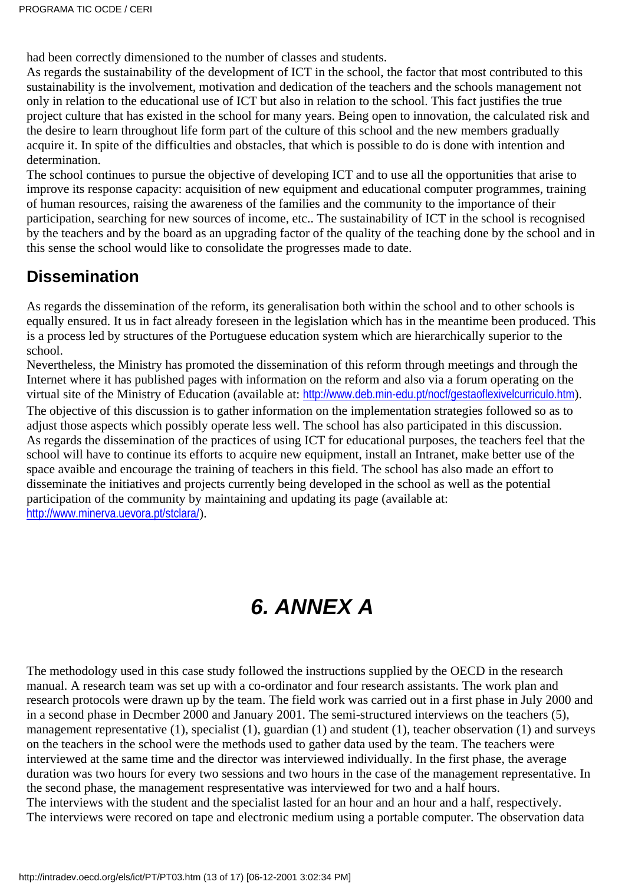had been correctly dimensioned to the number of classes and students.
As regards the sustainability of the development of ICT in the school, the factor that most contributed to this sustainability is the involvement, motivation and dedication of the teachers and the schools management not only in relation to the educational use of ICT but also in relation to the school. This fact justifies the true project culture that has existed in the school for many years. Being open to innovation, the calculated risk and the desire to learn throughout life form part of the culture of this school and the new members gradually acquire it. In spite of the difficulties and obstacles, that which is possible to do is done with intention and determination.
The school continues to pursue the objective of developing ICT and to use all the opportunities that arise to improve its response capacity: acquisition of new equipment and educational computer programmes, training of human resources, raising the awareness of the families and the community to the importance of their participation, searching for new sources of income, etc.. The sustainability of ICT in the school is recognised by the teachers and by the board as an upgrading factor of the quality of the teaching done by the school and in this sense the school would like to consolidate the progresses made to date.

## Dissemination

As regards the dissemination of the reform, its generalisation both within the school and to other schools is equally ensured. It us in fact already foreseen in the legislation which has in the meantime been produced. This is a process led by structures of the Portuguese education system which are hierarchically superior to the school.
Nevertheless, the Ministry has promoted the dissemination of this reform through meetings and through the Internet where it has published pages with information on the reform and also via a forum operating on the virtual site of the Ministry of Education (available at: http://www.deb.min-edu.pt/nocf/gestaoflexivelcurriculo.htm).
The objective of this discussion is to gather information on the implementation strategies followed so as to adjust those aspects which possibly operate less well. The school has also participated in this discussion.
As regards the dissemination of the practices of using ICT for educational purposes, the teachers feel that the school will have to continue its efforts to acquire new equipment, install an Intranet, make better use of the space avaible and encourage the training of teachers in this field. The school has also made an effort to disseminate the initiatives and projects currently being developed in the school as well as the potential participation of the community by maintaining and updating its page (available at: http://www.minerva.uevora.pt/stclara/).

# *6. ANNEX A*

The methodology used in this case study followed the instructions supplied by the OECD in the research manual. A research team was set up with a co-ordinator and four research assistants. The work plan and research protocols were drawn up by the team. The field work was carried out in a first phase in July 2000 and in a second phase in Decmber 2000 and January 2001. The semi-structured interviews on the teachers (5), management representative (1), specialist (1), guardian (1) and student (1), teacher observation (1) and surveys on the teachers in the school were the methods used to gather data used by the team. The teachers were interviewed at the same time and the director was interviewed individually. In the first phase, the average duration was two hours for every two sessions and two hours in the case of the management representative. In the second phase, the management respresentative was interviewed for two and a half hours.
The interviews with the student and the specialist lasted for an hour and an hour and a half, respectively.
The interviews were recored on tape and electronic medium using a portable computer. The observation data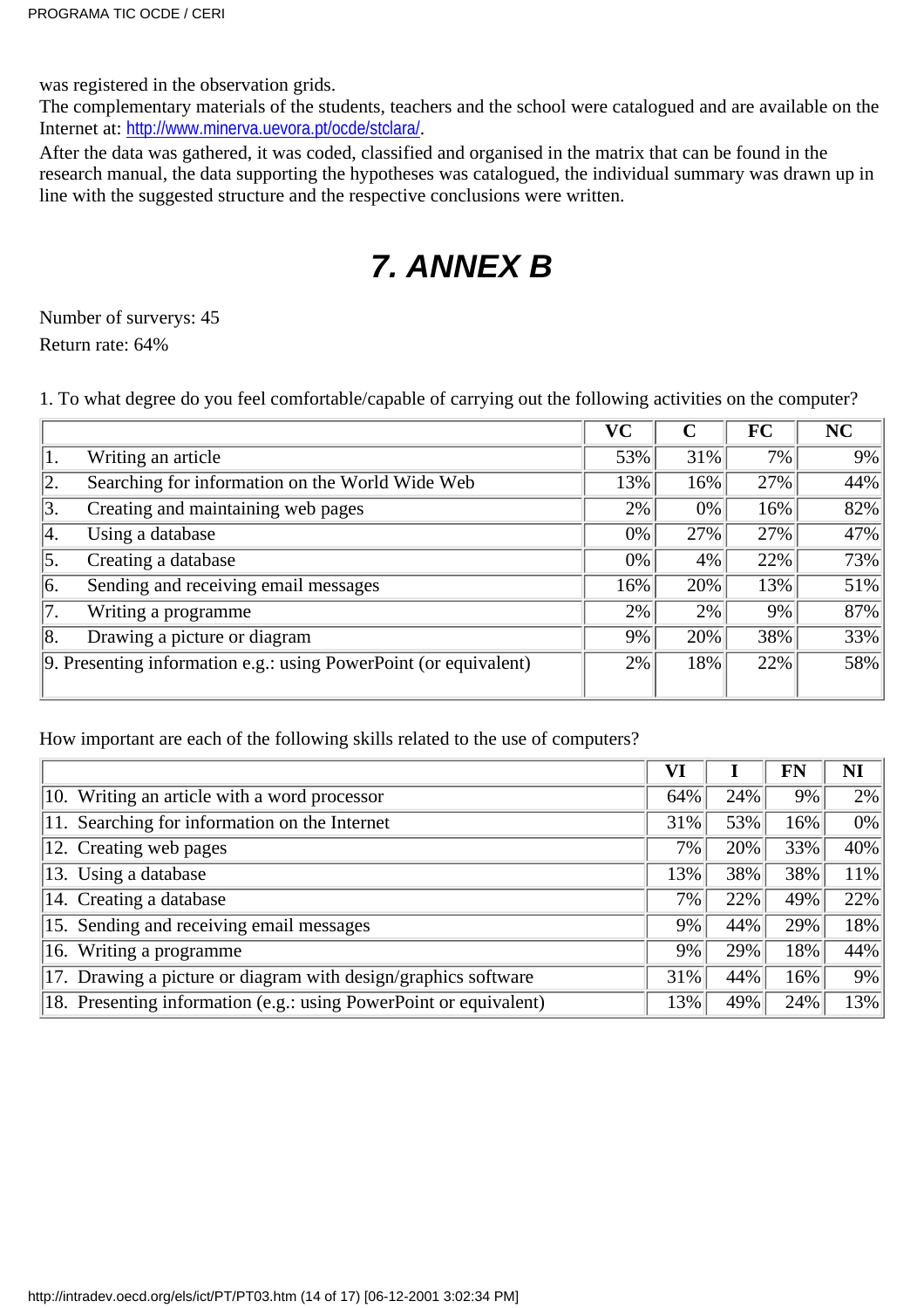was registered in the observation grids.

The complementary materials of the students, teachers and the school were catalogued and are available on the Internet at: http://www.minerva.uevora.pt/ocde/stclara/.

After the data was gathered, it was coded, classified and organised in the matrix that can be found in the research manual, the data supporting the hypotheses was catalogued, the individual summary was drawn up in line with the suggested structure and the respective conclusions were written.

# 7. ANNEX B

Number of surverys: 45

Return rate: 64%

1. To what degree do you feel comfortable/capable of carrying out the following activities on the computer?

| | VC | C | FC | NC |
|---|---|---|---|---|
| 1. Writing an article | 53% | 31% | 7% | 9% |
| 2. Searching for information on the World Wide Web | 13% | 16% | 27% | 44% |
| 3. Creating and maintaining web pages | 2% | 0% | 16% | 82% |
| 4. Using a database | 0% | 27% | 27% | 47% |
| 5. Creating a database | 0% | 4% | 22% | 73% |
| 6. Sending and receiving email messages | 16% | 20% | 13% | 51% |
| 7. Writing a programme | 2% | 2% | 9% | 87% |
| 8. Drawing a picture or diagram | 9% | 20% | 38% | 33% |
| 9. Presenting information e.g.: using PowerPoint (or equivalent) | 2% | 18% | 22% | 58% |

How important are each of the following skills related to the use of computers?

| | VI | I | FN | NI |
|---|---|---|---|---|
| 10. Writing an article with a word processor | 64% | 24% | 9% | 2% |
| 11. Searching for information on the Internet | 31% | 53% | 16% | 0% |
| 12. Creating web pages | 7% | 20% | 33% | 40% |
| 13. Using a database | 13% | 38% | 38% | 11% |
| 14. Creating a database | 7% | 22% | 49% | 22% |
| 15. Sending and receiving email messages | 9% | 44% | 29% | 18% |
| 16. Writing a programme | 9% | 29% | 18% | 44% |
| 17. Drawing a picture or diagram with design/graphics software | 31% | 44% | 16% | 9% |
| 18. Presenting information (e.g.: using PowerPoint or equivalent) | 13% | 49% | 24% | 13% |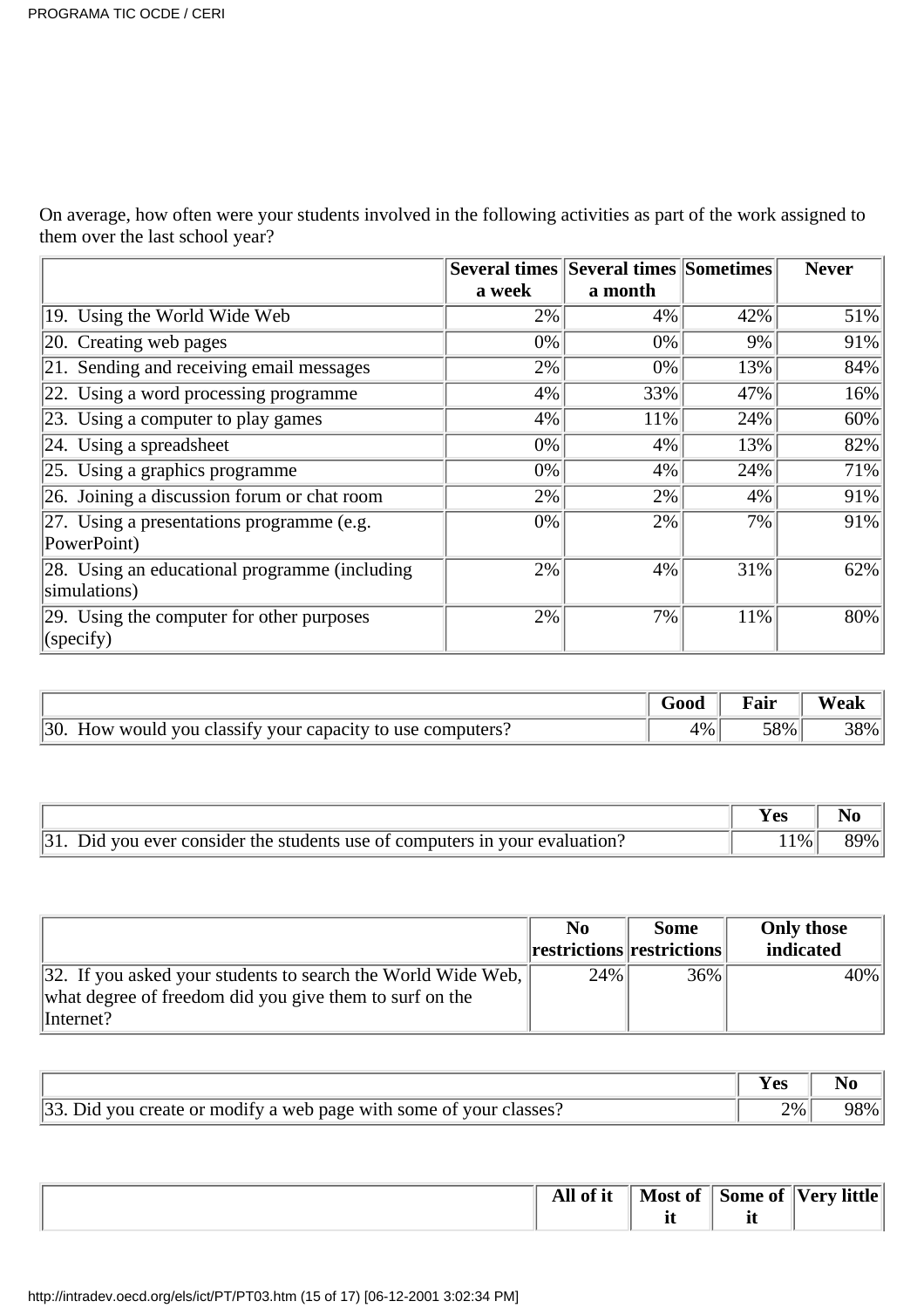On average, how often were your students involved in the following activities as part of the work assigned to them over the last school year?

| | Several times a week | Several times a month | Sometimes | Never |
|---|---|---|---|---|
| 19. Using the World Wide Web | 2% | 4% | 42% | 51% |
| 20. Creating web pages | 0% | 0% | 9% | 91% |
| 21. Sending and receiving email messages | 2% | 0% | 13% | 84% |
| 22. Using a word processing programme | 4% | 33% | 47% | 16% |
| 23. Using a computer to play games | 4% | 11% | 24% | 60% |
| 24. Using a spreadsheet | 0% | 4% | 13% | 82% |
| 25. Using a graphics programme | 0% | 4% | 24% | 71% |
| 26. Joining a discussion forum or chat room | 2% | 2% | 4% | 91% |
| 27. Using a presentations programme (e.g. PowerPoint) | 0% | 2% | 7% | 91% |
| 28. Using an educational programme (including simulations) | 2% | 4% | 31% | 62% |
| 29. Using the computer for other purposes (specify) | 2% | 7% | 11% | 80% |

| | Good | Fair | Weak |
|---|---|---|---|
| 30. How would you classify your capacity to use computers? | 4% | 58% | 38% |

| | Yes | No |
|---|---|---|
| 31. Did you ever consider the students use of computers in your evaluation? | 11% | 89% |

| | No restrictions | Some restrictions | Only those indicated |
|---|---|---|---|
| 32. If you asked your students to search the World Wide Web, what degree of freedom did you give them to surf on the Internet? | 24% | 36% | 40% |

| | Yes | No |
|---|---|---|
| 33. Did you create or modify a web page with some of your classes? | 2% | 98% |

| | All of it | Most of it | Some of it | Very little |
|---|---|---|---|---|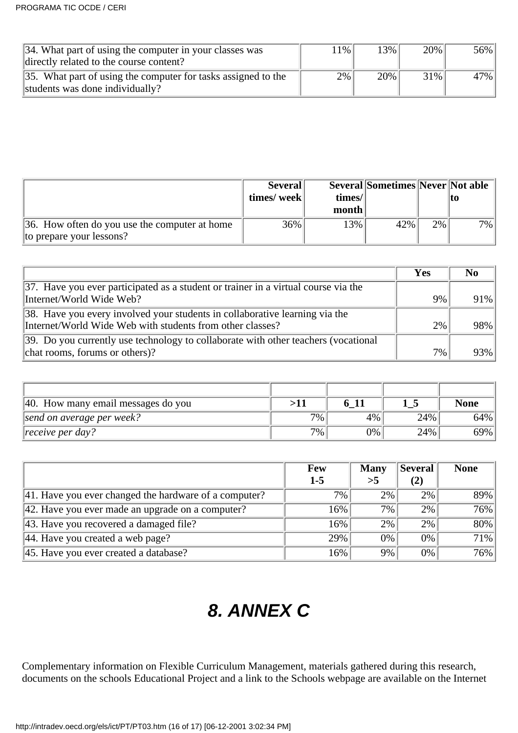| | | | | |
|---|---|---|---|---|
| 34. What part of using the computer in your classes was directly related to the course content? | 11% | 13% | 20% | 56% |
| 35. What part of using the computer for tasks assigned to the students was done individually? | 2% | 20% | 31% | 47% |

| | Several times/ week | Several times/ month | Sometimes | Never | Not able to |
|---|---|---|---|---|---|
| 36. How often do you use the computer at home to prepare your lessons? | 36% | 13% | 42% | 2% | 7% |

| | Yes | No |
|---|---|---|
| 37. Have you ever participated as a student or trainer in a virtual course via the Internet/World Wide Web? | 9% | 91% |
| 38. Have you every involved your students in collaborative learning via the Internet/World Wide Web with students from other classes? | 2% | 98% |
| 39. Do you currently use technology to collaborate with other teachers (vocational chat rooms, forums or others)? | 7% | 93% |

| | | | | |
|---|---|---|---|---|
| 40. How many email messages do you | **>11** | **6_11** | **1_5** | **None** |
| *send on average per week?* | 7% | 4% | 24% | 64% |
| *receive per day?* | 7% | 0% | 24% | 69% |

| | Few 1-5 | Many >5 | Several (2) | None |
|---|---|---|---|---|
| 41. Have you ever changed the hardware of a computer? | 7% | 2% | 2% | 89% |
| 42. Have you ever made an upgrade on a computer? | 16% | 7% | 2% | 76% |
| 43. Have you recovered a damaged file? | 16% | 2% | 2% | 80% |
| 44. Have you created a web page? | 29% | 0% | 0% | 71% |
| 45. Have you ever created a database? | 16% | 9% | 0% | 76% |

# 8. ANNEX C

Complementary information on Flexible Curriculum Management, materials gathered during this research, documents on the schools Educational Project and a link to the Schools webpage are available on the Internet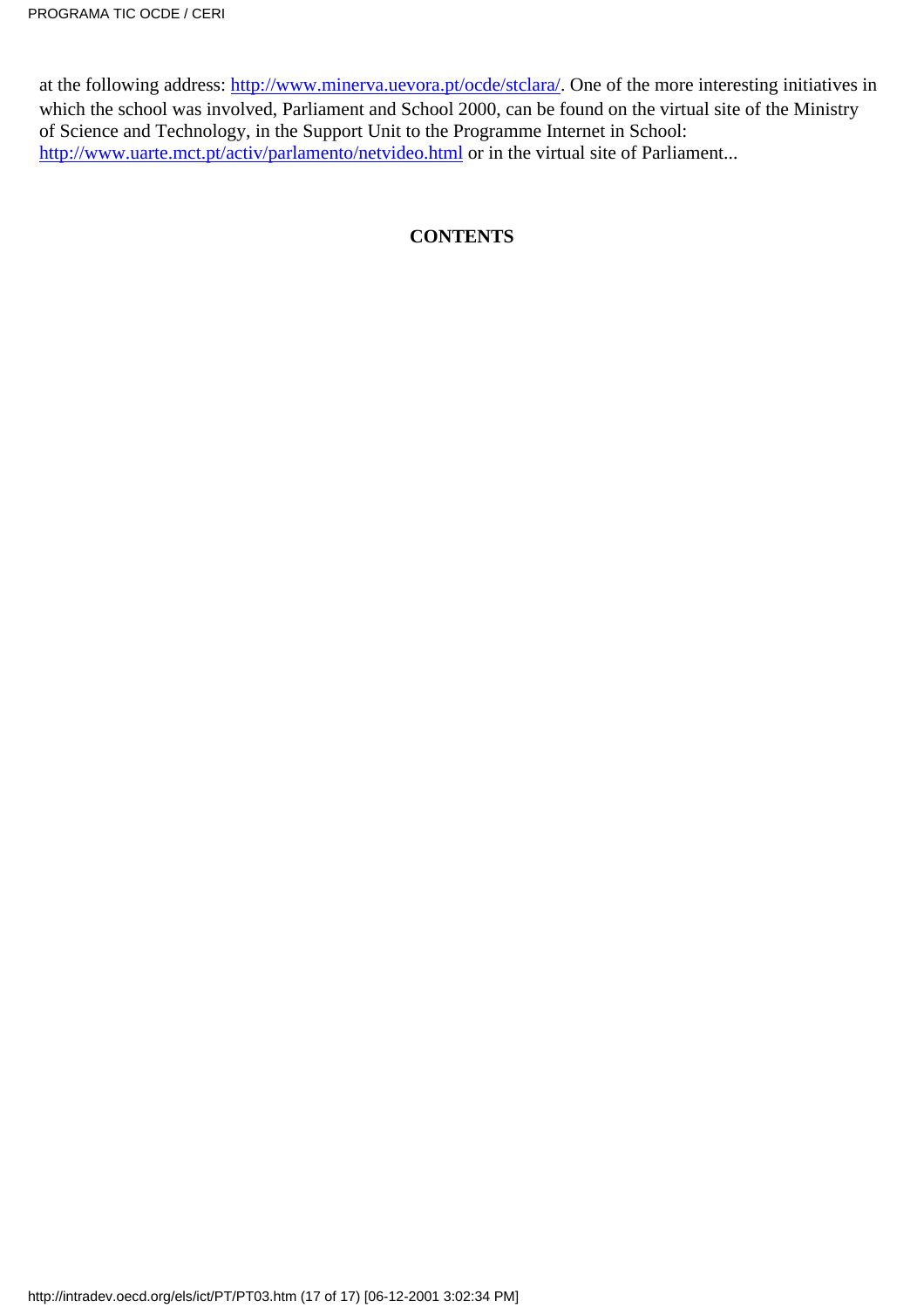at the following address: http://www.minerva.uevora.pt/ocde/stclara/. One of the more interesting initiatives in which the school was involved, Parliament and School 2000, can be found on the virtual site of the Ministry of Science and Technology, in the Support Unit to the Programme Internet in School: http://www.uarte.mct.pt/activ/parlamento/netvideo.html or in the virtual site of Parliament...

**CONTENTS**